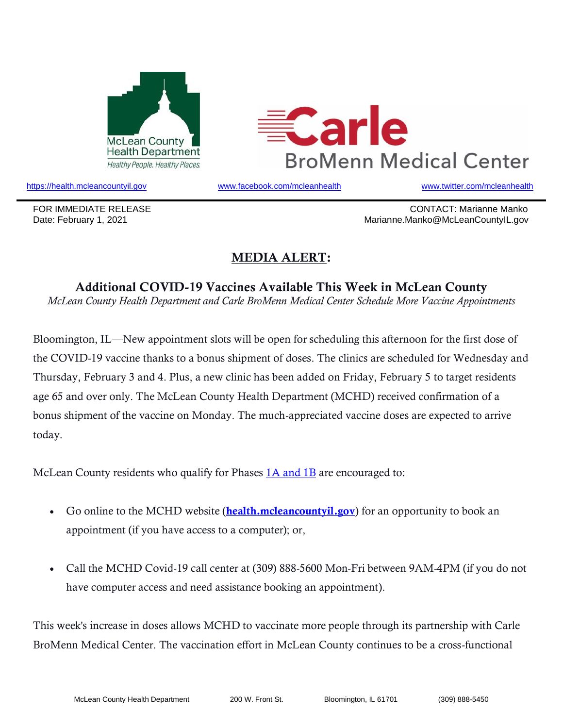McLean County Health Department
Healthy People. Healthy Places.

Carle BroMenn Medical Center

https://health.mcleancountyil.gov www.facebook.com/mcleanhealth www.twitter.com/mcleanhealth

FOR IMMEDIATE RELEASE
Date: February 1, 2021

CONTACT: Marianne Manko
Marianne.Manko@McLeanCountyIL.gov

# MEDIA ALERT:

## Additional COVID-19 Vaccines Available This Week in McLean County

*McLean County Health Department and Carle BroMenn Medical Center Schedule More Vaccine Appointments*

Bloomington, IL—New appointment slots will be open for scheduling this afternoon for the first dose of the COVID-19 vaccine thanks to a bonus shipment of doses. The clinics are scheduled for Wednesday and Thursday, February 3 and 4. Plus, a new clinic has been added on Friday, February 5 to target residents age 65 and over only. The McLean County Health Department (MCHD) received confirmation of a bonus shipment of the vaccine on Monday. The much-appreciated vaccine doses are expected to arrive today.

McLean County residents who qualify for Phases 1A and 1B are encouraged to:

- Go online to the MCHD website (**health.mcleancountyil.gov**) for an opportunity to book an appointment (if you have access to a computer); or,
- Call the MCHD Covid-19 call center at (309) 888-5600 Mon-Fri between 9AM-4PM (if you do not have computer access and need assistance booking an appointment).

This week's increase in doses allows MCHD to vaccinate more people through its partnership with Carle BroMenn Medical Center. The vaccination effort in McLean County continues to be a cross-functional

McLean County Health Department 200 W. Front St. Bloomington, IL 61701 (309) 888-5450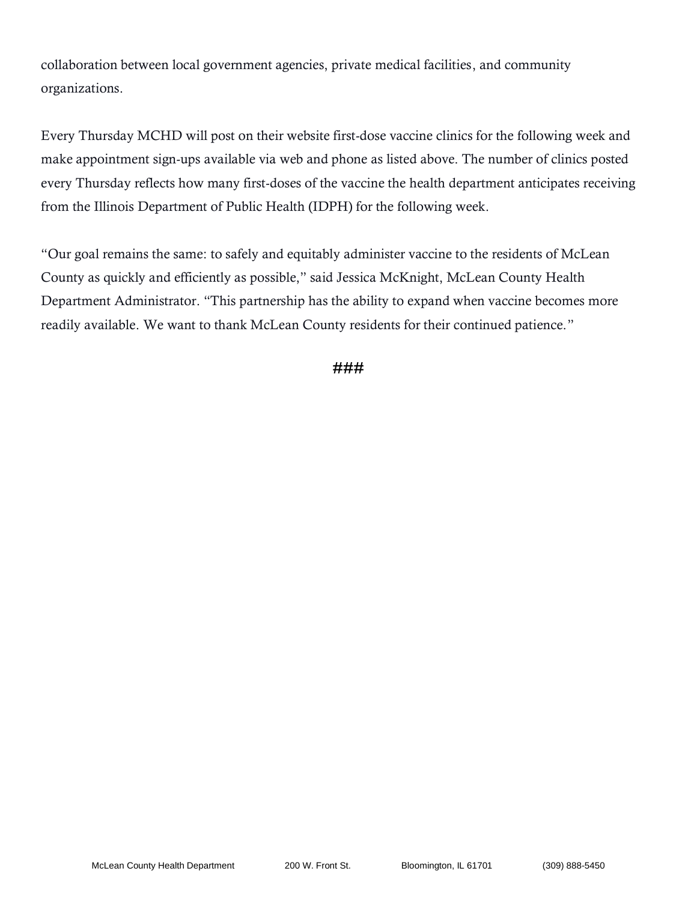collaboration between local government agencies, private medical facilities, and community organizations.

Every Thursday MCHD will post on their website first-dose vaccine clinics for the following week and make appointment sign-ups available via web and phone as listed above. The number of clinics posted every Thursday reflects how many first-doses of the vaccine the health department anticipates receiving from the Illinois Department of Public Health (IDPH) for the following week.

"Our goal remains the same: to safely and equitably administer vaccine to the residents of McLean County as quickly and efficiently as possible," said Jessica McKnight, McLean County Health Department Administrator. "This partnership has the ability to expand when vaccine becomes more readily available. We want to thank McLean County residents for their continued patience."

###